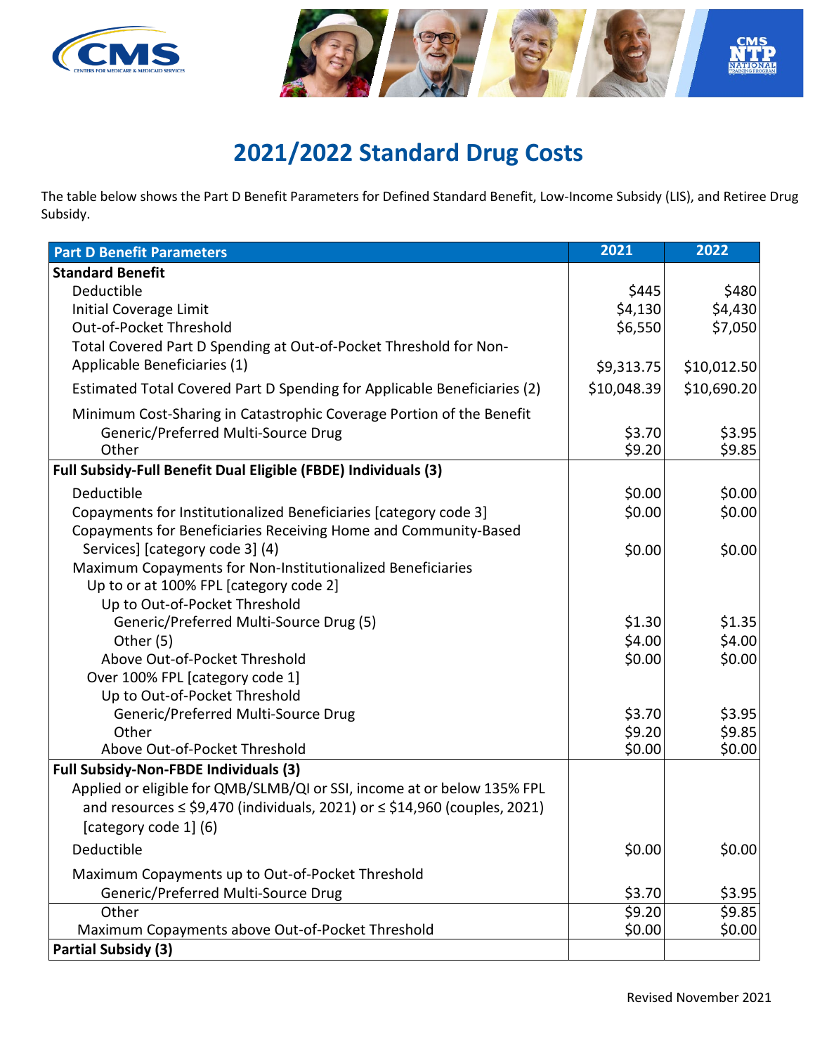# 2021/2022 Standard Drug Costs

The table below shows the Part D Benefit Parameters for Defined Standard Benefit, Low-Income Subsidy (LIS), and Retiree Drug Subsidy.

| Part D Benefit Parameters | 2021 | 2022 |
|---|---|---|
| **Standard Benefit** | | |
| Deductible | $445 | $480 |
| Initial Coverage Limit | $4,130 | $4,430 |
| Out-of-Pocket Threshold | $6,550 | $7,050 |
| Total Covered Part D Spending at Out-of-Pocket Threshold for Non-Applicable Beneficiaries (1) | $9,313.75 | $10,012.50 |
| Estimated Total Covered Part D Spending for Applicable Beneficiaries (2) | $10,048.39 | $10,690.20 |
| Minimum Cost-Sharing in Catastrophic Coverage Portion of the Benefit | | |
| Generic/Preferred Multi-Source Drug | $3.70 | $3.95 |
| Other | $9.20 | $9.85 |
| **Full Subsidy-Full Benefit Dual Eligible (FBDE) Individuals (3)** | | |
| Deductible | $0.00 | $0.00 |
| Copayments for Institutionalized Beneficiaries [category code 3] | $0.00 | $0.00 |
| Copayments for Beneficiaries Receiving Home and Community-Based Services] [category code 3] (4) | $0.00 | $0.00 |
| Maximum Copayments for Non-Institutionalized Beneficiaries | | |
| Up to or at 100% FPL [category code 2] | | |
| Up to Out-of-Pocket Threshold | | |
| Generic/Preferred Multi-Source Drug (5) | $1.30 | $1.35 |
| Other (5) | $4.00 | $4.00 |
| Above Out-of-Pocket Threshold | $0.00 | $0.00 |
| Over 100% FPL [category code 1] | | |
| Up to Out-of-Pocket Threshold | | |
| Generic/Preferred Multi-Source Drug | $3.70 | $3.95 |
| Other | $9.20 | $9.85 |
| Above Out-of-Pocket Threshold | $0.00 | $0.00 |
| **Full Subsidy-Non-FBDE Individuals (3)** | | |
| Applied or eligible for QMB/SLMB/QI or SSI, income at or below 135% FPL and resources ≤ $9,470 (individuals, 2021) or ≤ $14,960 (couples, 2021) [category code 1] (6) | | |
| Deductible | $0.00 | $0.00 |
| Maximum Copayments up to Out-of-Pocket Threshold | | |
| Generic/Preferred Multi-Source Drug | $3.70 | $3.95 |
| Other | $9.20 | $9.85 |
| Maximum Copayments above Out-of-Pocket Threshold | $0.00 | $0.00 |
| **Partial Subsidy (3)** | | |

Revised November 2021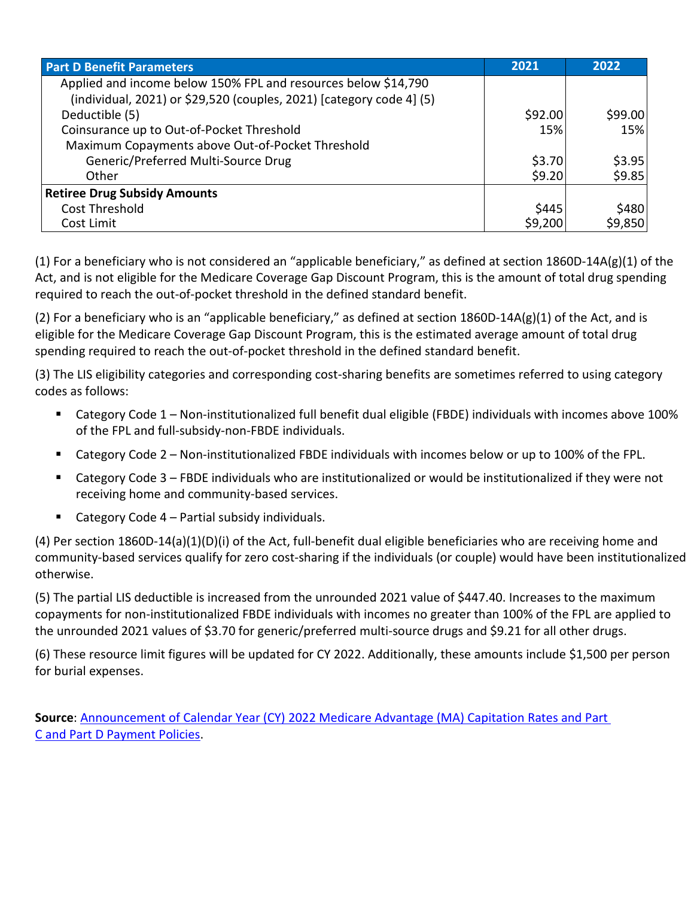| Part D Benefit Parameters | 2021 | 2022 |
|---|---|---|
| Applied and income below 150% FPL and resources below $14,790 (individual, 2021) or $29,520 (couples, 2021) [category code 4] (5) | | |
| Deductible (5) | $92.00 | $99.00 |
| Coinsurance up to Out-of-Pocket Threshold | 15% | 15% |
| Maximum Copayments above Out-of-Pocket Threshold | | |
| Generic/Preferred Multi-Source Drug | $3.70 | $3.95 |
| Other | $9.20 | $9.85 |
| **Retiree Drug Subsidy Amounts** | | |
| Cost Threshold | $445 | $480 |
| Cost Limit | $9,200 | $9,850 |

(1) For a beneficiary who is not considered an "applicable beneficiary," as defined at section 1860D-14A(g)(1) of the Act, and is not eligible for the Medicare Coverage Gap Discount Program, this is the amount of total drug spending required to reach the out-of-pocket threshold in the defined standard benefit.

(2) For a beneficiary who is an "applicable beneficiary," as defined at section 1860D-14A(g)(1) of the Act, and is eligible for the Medicare Coverage Gap Discount Program, this is the estimated average amount of total drug spending required to reach the out-of-pocket threshold in the defined standard benefit.

(3) The LIS eligibility categories and corresponding cost-sharing benefits are sometimes referred to using category codes as follows:

- Category Code 1 – Non-institutionalized full benefit dual eligible (FBDE) individuals with incomes above 100% of the FPL and full-subsidy-non-FBDE individuals.
- Category Code 2 – Non-institutionalized FBDE individuals with incomes below or up to 100% of the FPL.
- Category Code 3 – FBDE individuals who are institutionalized or would be institutionalized if they were not receiving home and community-based services.
- Category Code 4 – Partial subsidy individuals.

(4) Per section 1860D-14(a)(1)(D)(i) of the Act, full-benefit dual eligible beneficiaries who are receiving home and community-based services qualify for zero cost-sharing if the individuals (or couple) would have been institutionalized otherwise.

(5) The partial LIS deductible is increased from the unrounded 2021 value of $447.40. Increases to the maximum copayments for non-institutionalized FBDE individuals with incomes no greater than 100% of the FPL are applied to the unrounded 2021 values of $3.70 for generic/preferred multi-source drugs and $9.21 for all other drugs.

(6) These resource limit figures will be updated for CY 2022. Additionally, these amounts include $1,500 per person for burial expenses.

**Source**: Announcement of Calendar Year (CY) 2022 Medicare Advantage (MA) Capitation Rates and Part C and Part D Payment Policies.